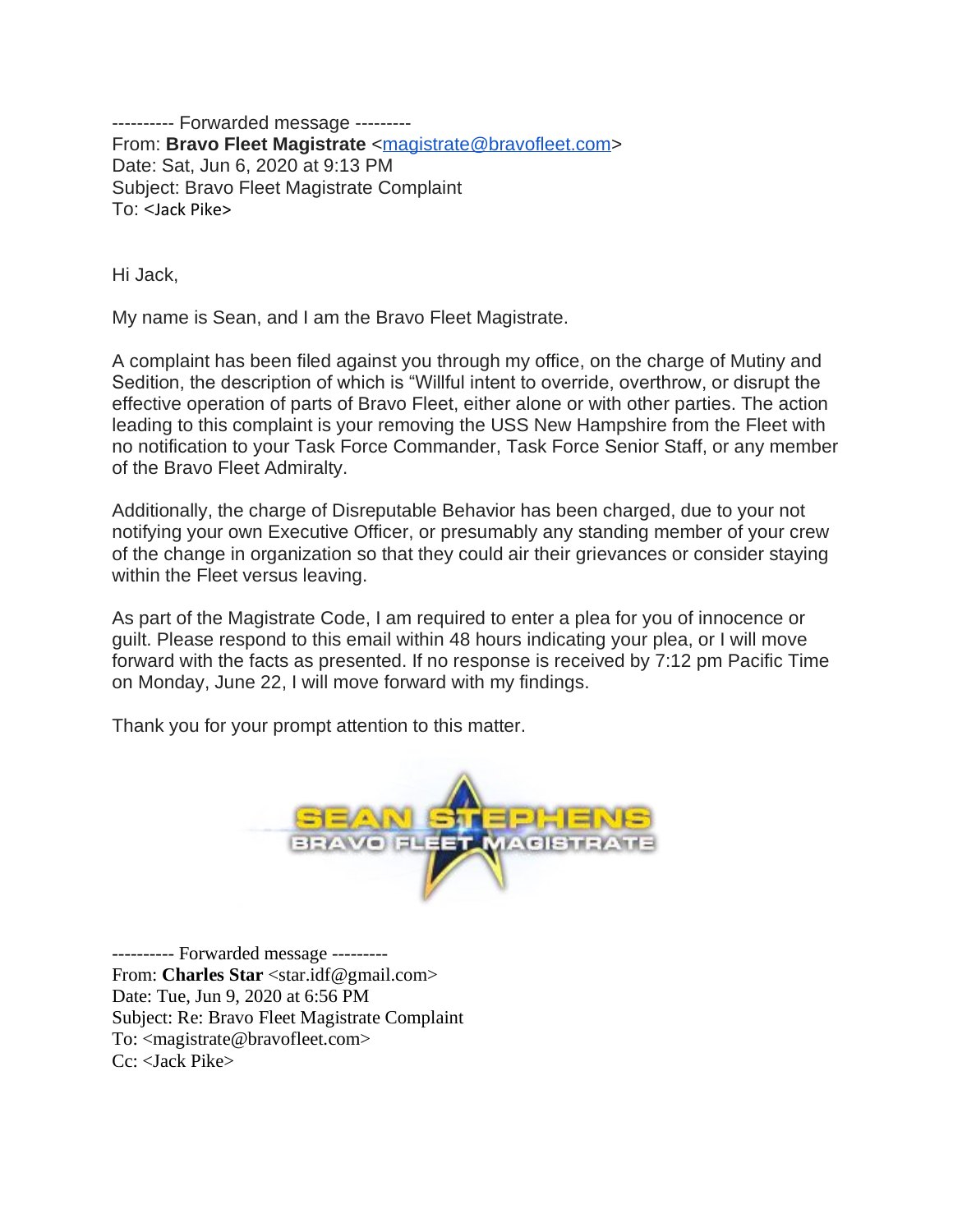---------- Forwarded message ---------
From: **Bravo Fleet Magistrate** <magistrate@bravofleet.com>
Date: Sat, Jun 6, 2020 at 9:13 PM
Subject: Bravo Fleet Magistrate Complaint
To: <Jack Pike>

Hi Jack,

My name is Sean, and I am the Bravo Fleet Magistrate.

A complaint has been filed against you through my office, on the charge of Mutiny and Sedition, the description of which is "Willful intent to override, overthrow, or disrupt the effective operation of parts of Bravo Fleet, either alone or with other parties. The action leading to this complaint is your removing the USS New Hampshire from the Fleet with no notification to your Task Force Commander, Task Force Senior Staff, or any member of the Bravo Fleet Admiralty.

Additionally, the charge of Disreputable Behavior has been charged, due to your not notifying your own Executive Officer, or presumably any standing member of your crew of the change in organization so that they could air their grievances or consider staying within the Fleet versus leaving.

As part of the Magistrate Code, I am required to enter a plea for you of innocence or guilt. Please respond to this email within 48 hours indicating your plea, or I will move forward with the facts as presented. If no response is received by 7:12 pm Pacific Time on Monday, June 22, I will move forward with my findings.

Thank you for your prompt attention to this matter.

SEAN STEPHENS
BRAVO FLEET MAGISTRATE

---------- Forwarded message ---------
From: **Charles Star** <star.idf@gmail.com>
Date: Tue, Jun 9, 2020 at 6:56 PM
Subject: Re: Bravo Fleet Magistrate Complaint
To: <magistrate@bravofleet.com>
Cc: <Jack Pike>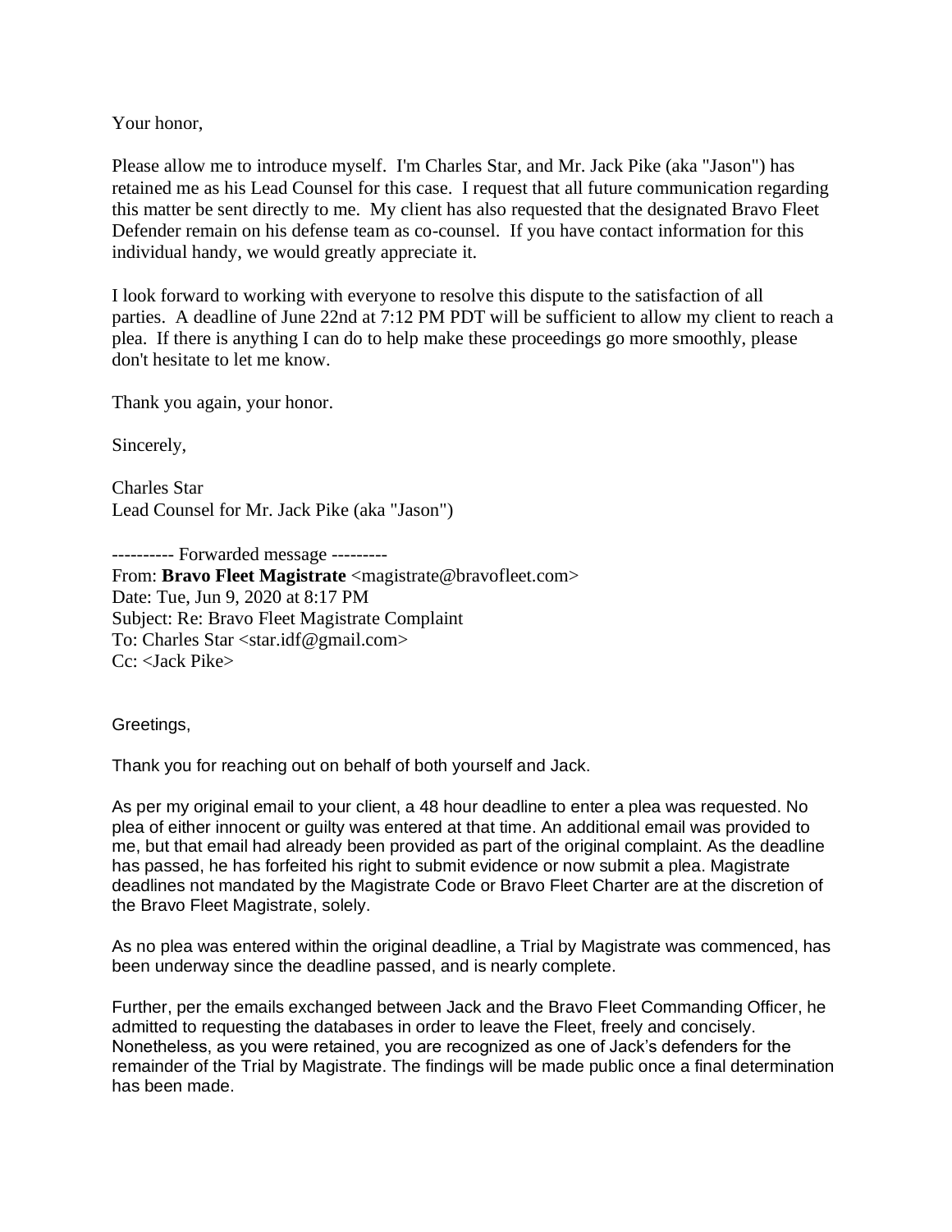Your honor,

Please allow me to introduce myself. I'm Charles Star, and Mr. Jack Pike (aka "Jason") has retained me as his Lead Counsel for this case. I request that all future communication regarding this matter be sent directly to me. My client has also requested that the designated Bravo Fleet Defender remain on his defense team as co-counsel. If you have contact information for this individual handy, we would greatly appreciate it.

I look forward to working with everyone to resolve this dispute to the satisfaction of all parties. A deadline of June 22nd at 7:12 PM PDT will be sufficient to allow my client to reach a plea. If there is anything I can do to help make these proceedings go more smoothly, please don't hesitate to let me know.

Thank you again, your honor.

Sincerely,

Charles Star
Lead Counsel for Mr. Jack Pike (aka "Jason")

---------- Forwarded message ---------
From: **Bravo Fleet Magistrate** <magistrate@bravofleet.com>
Date: Tue, Jun 9, 2020 at 8:17 PM
Subject: Re: Bravo Fleet Magistrate Complaint
To: Charles Star <star.idf@gmail.com>
Cc: <Jack Pike>

Greetings,

Thank you for reaching out on behalf of both yourself and Jack.

As per my original email to your client, a 48 hour deadline to enter a plea was requested. No plea of either innocent or guilty was entered at that time. An additional email was provided to me, but that email had already been provided as part of the original complaint. As the deadline has passed, he has forfeited his right to submit evidence or now submit a plea. Magistrate deadlines not mandated by the Magistrate Code or Bravo Fleet Charter are at the discretion of the Bravo Fleet Magistrate, solely.

As no plea was entered within the original deadline, a Trial by Magistrate was commenced, has been underway since the deadline passed, and is nearly complete.

Further, per the emails exchanged between Jack and the Bravo Fleet Commanding Officer, he admitted to requesting the databases in order to leave the Fleet, freely and concisely. Nonetheless, as you were retained, you are recognized as one of Jack's defenders for the remainder of the Trial by Magistrate. The findings will be made public once a final determination has been made.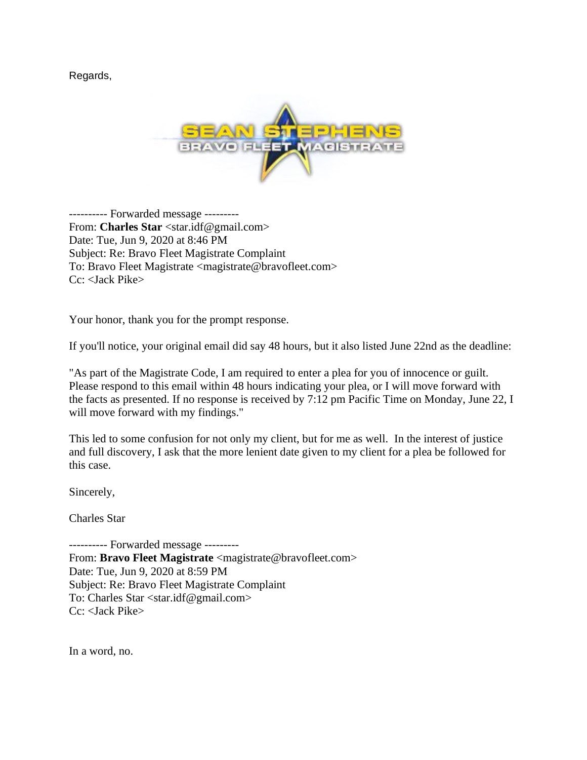Regards,

---------- Forwarded message ---------
From: **Charles Star** <star.idf@gmail.com>
Date: Tue, Jun 9, 2020 at 8:46 PM
Subject: Re: Bravo Fleet Magistrate Complaint
To: Bravo Fleet Magistrate <magistrate@bravofleet.com>
Cc: <Jack Pike>

Your honor, thank you for the prompt response.

If you'll notice, your original email did say 48 hours, but it also listed June 22nd as the deadline:

"As part of the Magistrate Code, I am required to enter a plea for you of innocence or guilt. Please respond to this email within 48 hours indicating your plea, or I will move forward with the facts as presented. If no response is received by 7:12 pm Pacific Time on Monday, June 22, I will move forward with my findings."

This led to some confusion for not only my client, but for me as well. In the interest of justice and full discovery, I ask that the more lenient date given to my client for a plea be followed for this case.

Sincerely,

Charles Star

---------- Forwarded message ---------
From: **Bravo Fleet Magistrate** <magistrate@bravofleet.com>
Date: Tue, Jun 9, 2020 at 8:59 PM
Subject: Re: Bravo Fleet Magistrate Complaint
To: Charles Star <star.idf@gmail.com>
Cc: <Jack Pike>

In a word, no.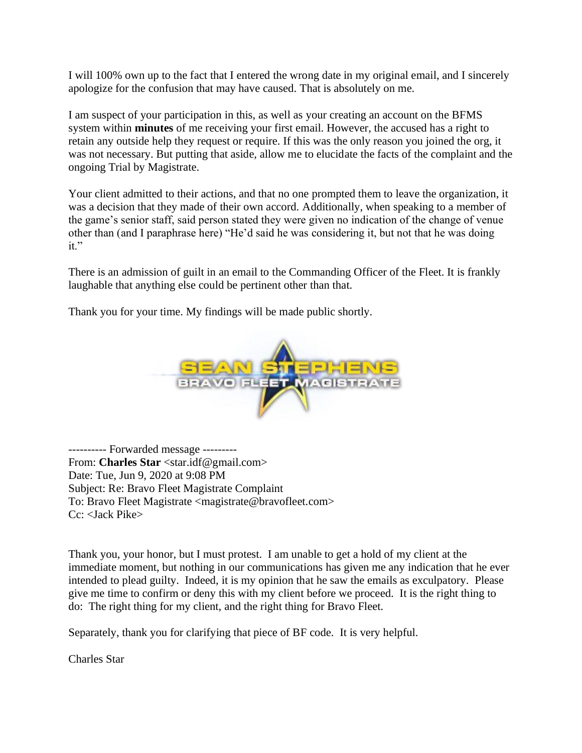I will 100% own up to the fact that I entered the wrong date in my original email, and I sincerely apologize for the confusion that may have caused. That is absolutely on me.

I am suspect of your participation in this, as well as your creating an account on the BFMS system within **minutes** of me receiving your first email. However, the accused has a right to retain any outside help they request or require. If this was the only reason you joined the org, it was not necessary. But putting that aside, allow me to elucidate the facts of the complaint and the ongoing Trial by Magistrate.

Your client admitted to their actions, and that no one prompted them to leave the organization, it was a decision that they made of their own accord. Additionally, when speaking to a member of the game's senior staff, said person stated they were given no indication of the change of venue other than (and I paraphrase here) "He'd said he was considering it, but not that he was doing it."

There is an admission of guilt in an email to the Commanding Officer of the Fleet. It is frankly laughable that anything else could be pertinent other than that.

Thank you for your time. My findings will be made public shortly.

SEAN STEPHENS
BRAVO FLEET MAGISTRATE

---------- Forwarded message ---------
From: **Charles Star** <star.idf@gmail.com>
Date: Tue, Jun 9, 2020 at 9:08 PM
Subject: Re: Bravo Fleet Magistrate Complaint
To: Bravo Fleet Magistrate <magistrate@bravofleet.com>
Cc: <Jack Pike>

Thank you, your honor, but I must protest. I am unable to get a hold of my client at the immediate moment, but nothing in our communications has given me any indication that he ever intended to plead guilty. Indeed, it is my opinion that he saw the emails as exculpatory. Please give me time to confirm or deny this with my client before we proceed. It is the right thing to do: The right thing for my client, and the right thing for Bravo Fleet.

Separately, thank you for clarifying that piece of BF code. It is very helpful.

Charles Star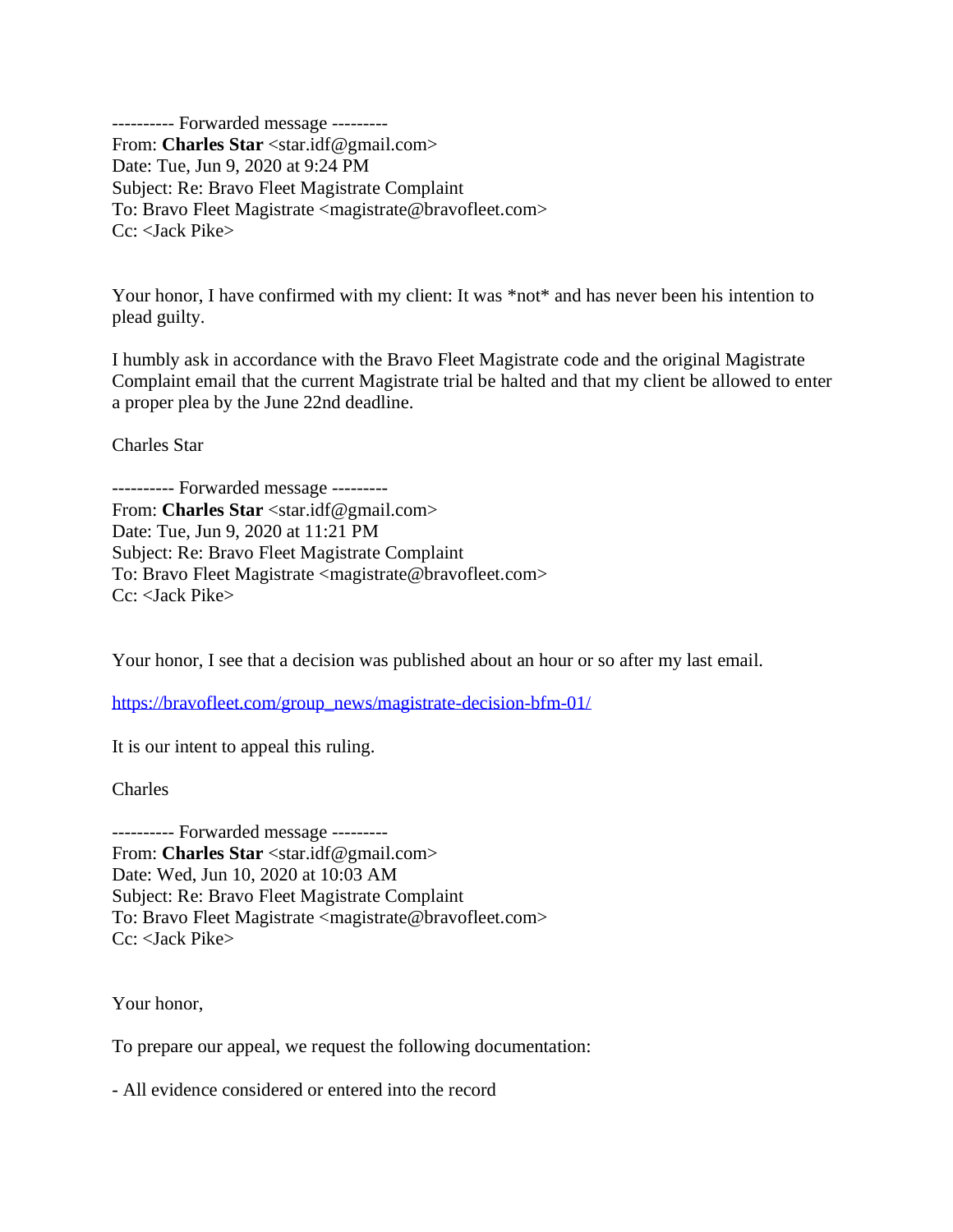---------- Forwarded message ---------
From: **Charles Star** <star.idf@gmail.com>
Date: Tue, Jun 9, 2020 at 9:24 PM
Subject: Re: Bravo Fleet Magistrate Complaint
To: Bravo Fleet Magistrate <magistrate@bravofleet.com>
Cc: <Jack Pike>

Your honor, I have confirmed with my client: It was *not* and has never been his intention to plead guilty.

I humbly ask in accordance with the Bravo Fleet Magistrate code and the original Magistrate Complaint email that the current Magistrate trial be halted and that my client be allowed to enter a proper plea by the June 22nd deadline.

Charles Star

---------- Forwarded message ---------
From: **Charles Star** <star.idf@gmail.com>
Date: Tue, Jun 9, 2020 at 11:21 PM
Subject: Re: Bravo Fleet Magistrate Complaint
To: Bravo Fleet Magistrate <magistrate@bravofleet.com>
Cc: <Jack Pike>

Your honor, I see that a decision was published about an hour or so after my last email.

[https://bravofleet.com/group_news/magistrate-decision-bfm-01/](https://bravofleet.com/group_news/magistrate-decision-bfm-01/)

It is our intent to appeal this ruling.

Charles

---------- Forwarded message ---------
From: **Charles Star** <star.idf@gmail.com>
Date: Wed, Jun 10, 2020 at 10:03 AM
Subject: Re: Bravo Fleet Magistrate Complaint
To: Bravo Fleet Magistrate <magistrate@bravofleet.com>
Cc: <Jack Pike>

Your honor,

To prepare our appeal, we request the following documentation:

- All evidence considered or entered into the record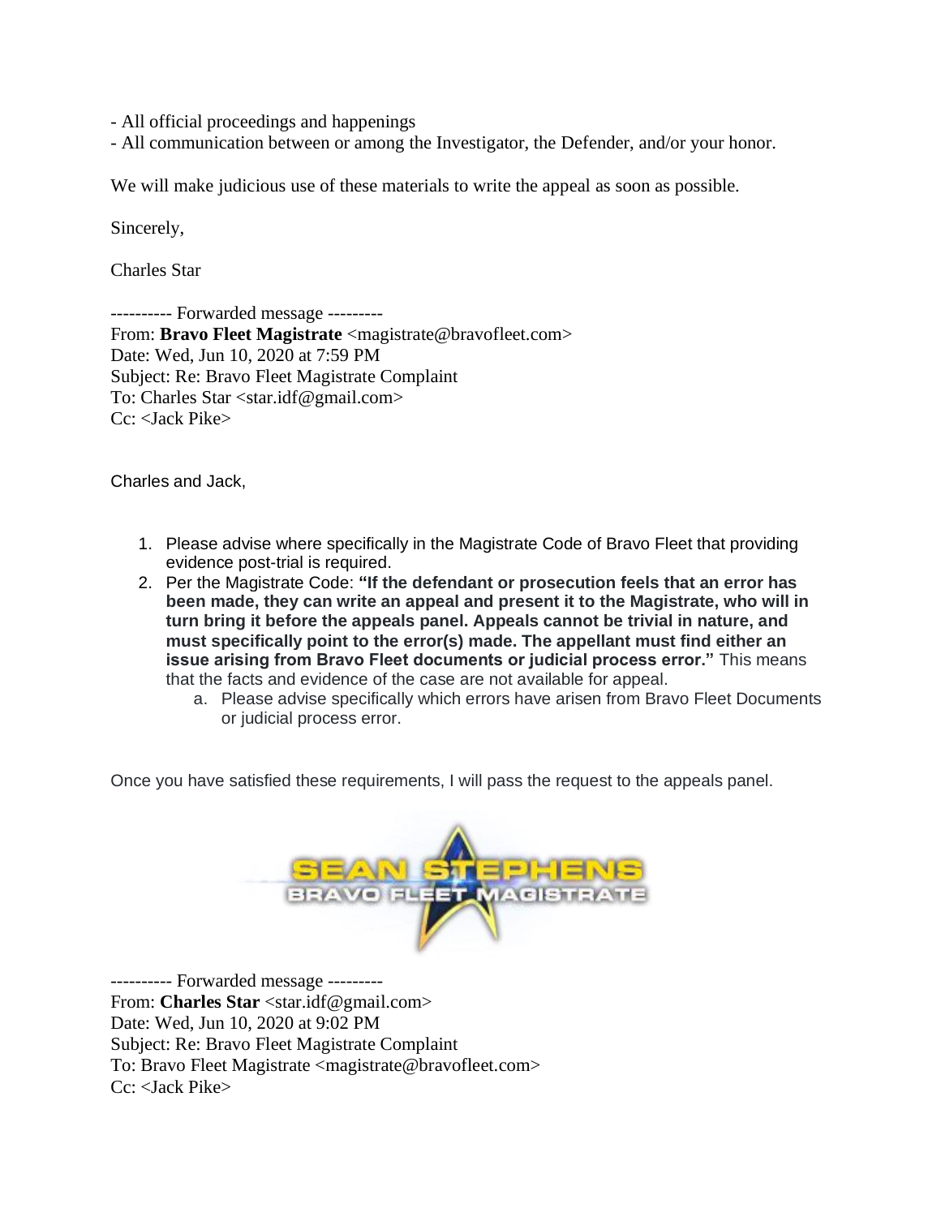- All official proceedings and happenings
- All communication between or among the Investigator, the Defender, and/or your honor.

We will make judicious use of these materials to write the appeal as soon as possible.

Sincerely,

Charles Star

---------- Forwarded message ---------
From: **Bravo Fleet Magistrate** <magistrate@bravofleet.com>
Date: Wed, Jun 10, 2020 at 7:59 PM
Subject: Re: Bravo Fleet Magistrate Complaint
To: Charles Star <star.idf@gmail.com>
Cc: <Jack Pike>

Charles and Jack,

1. Please advise where specifically in the Magistrate Code of Bravo Fleet that providing evidence post-trial is required.
2. Per the Magistrate Code: **"If the defendant or prosecution feels that an error has been made, they can write an appeal and present it to the Magistrate, who will in turn bring it before the appeals panel. Appeals cannot be trivial in nature, and must specifically point to the error(s) made. The appellant must find either an issue arising from Bravo Fleet documents or judicial process error."** This means that the facts and evidence of the case are not available for appeal.
   a. Please advise specifically which errors have arisen from Bravo Fleet Documents or judicial process error.

Once you have satisfied these requirements, I will pass the request to the appeals panel.

SEAN STEPHENS
BRAVO FLEET MAGISTRATE

---------- Forwarded message ---------
From: **Charles Star** <star.idf@gmail.com>
Date: Wed, Jun 10, 2020 at 9:02 PM
Subject: Re: Bravo Fleet Magistrate Complaint
To: Bravo Fleet Magistrate <magistrate@bravofleet.com>
Cc: <Jack Pike>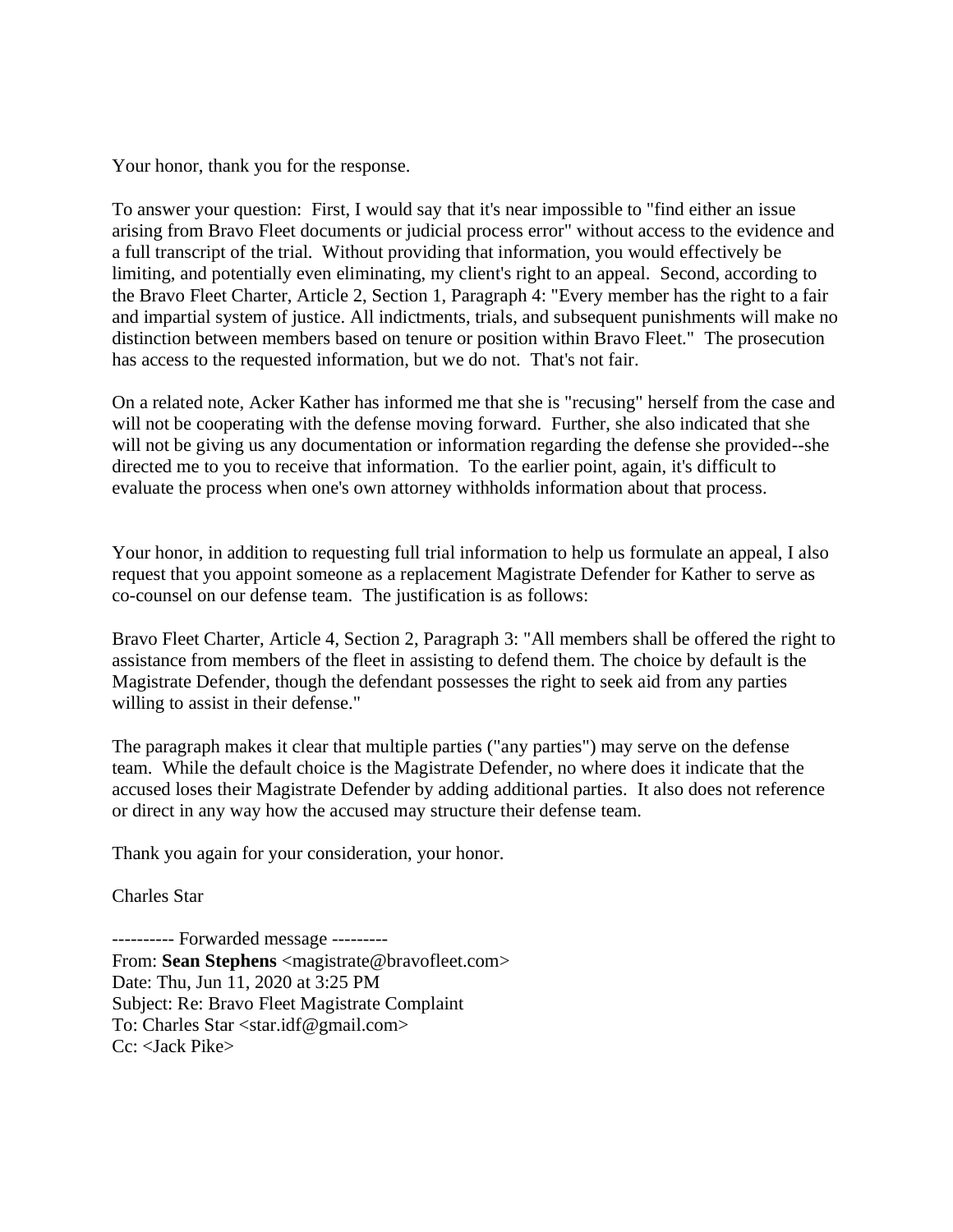Your honor, thank you for the response.

To answer your question: First, I would say that it's near impossible to "find either an issue arising from Bravo Fleet documents or judicial process error" without access to the evidence and a full transcript of the trial. Without providing that information, you would effectively be limiting, and potentially even eliminating, my client's right to an appeal. Second, according to the Bravo Fleet Charter, Article 2, Section 1, Paragraph 4: "Every member has the right to a fair and impartial system of justice. All indictments, trials, and subsequent punishments will make no distinction between members based on tenure or position within Bravo Fleet." The prosecution has access to the requested information, but we do not. That's not fair.

On a related note, Acker Kather has informed me that she is "recusing" herself from the case and will not be cooperating with the defense moving forward. Further, she also indicated that she will not be giving us any documentation or information regarding the defense she provided--she directed me to you to receive that information. To the earlier point, again, it's difficult to evaluate the process when one's own attorney withholds information about that process.

Your honor, in addition to requesting full trial information to help us formulate an appeal, I also request that you appoint someone as a replacement Magistrate Defender for Kather to serve as co-counsel on our defense team. The justification is as follows:

Bravo Fleet Charter, Article 4, Section 2, Paragraph 3: "All members shall be offered the right to assistance from members of the fleet in assisting to defend them. The choice by default is the Magistrate Defender, though the defendant possesses the right to seek aid from any parties willing to assist in their defense."

The paragraph makes it clear that multiple parties ("any parties") may serve on the defense team. While the default choice is the Magistrate Defender, no where does it indicate that the accused loses their Magistrate Defender by adding additional parties. It also does not reference or direct in any way how the accused may structure their defense team.

Thank you again for your consideration, your honor.

Charles Star

---------- Forwarded message ---------
From: **Sean Stephens** <magistrate@bravofleet.com>
Date: Thu, Jun 11, 2020 at 3:25 PM
Subject: Re: Bravo Fleet Magistrate Complaint
To: Charles Star <star.idf@gmail.com>
Cc: <Jack Pike>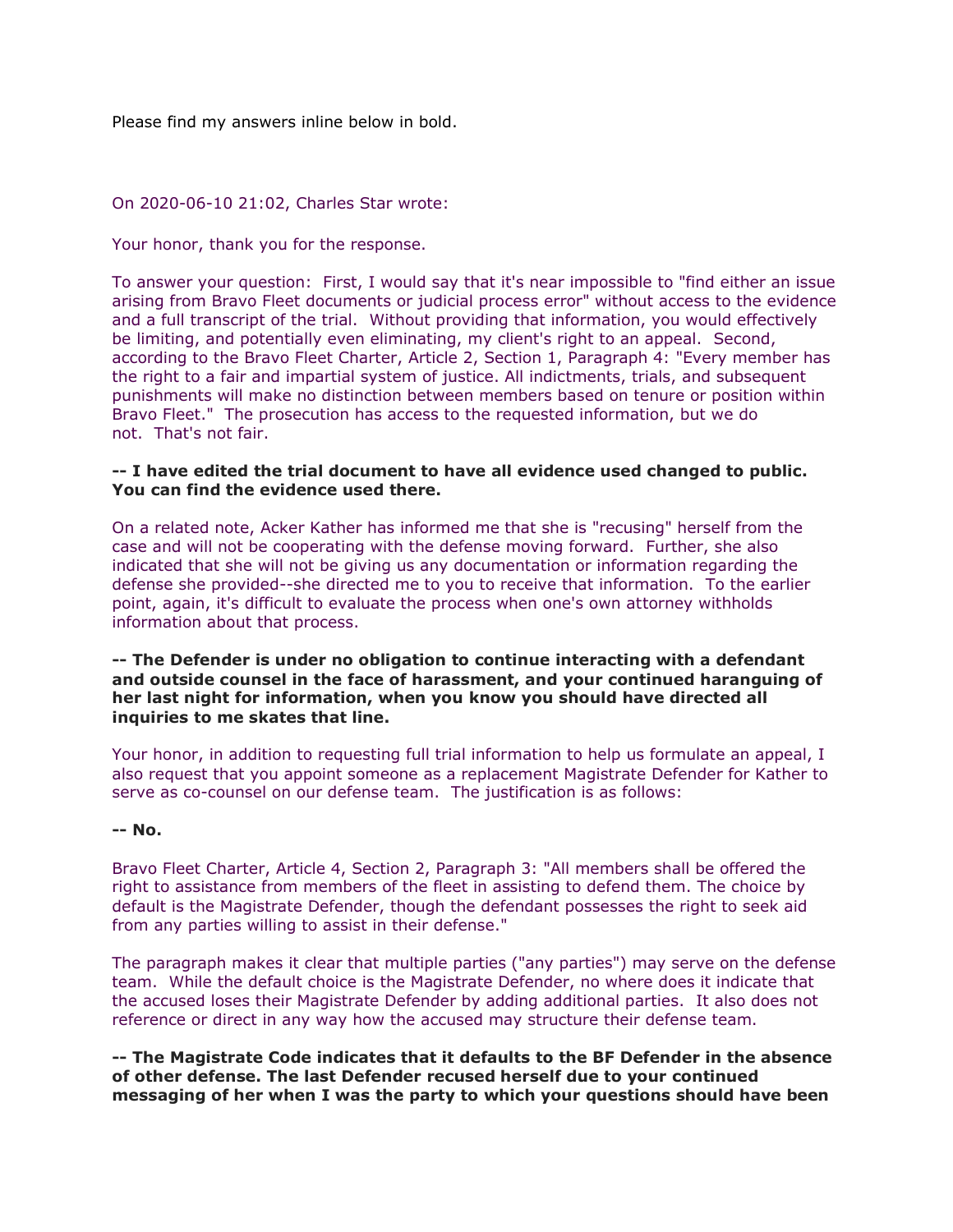Please find my answers inline below in bold.

On 2020-06-10 21:02, Charles Star wrote:

Your honor, thank you for the response.

To answer your question: First, I would say that it's near impossible to "find either an issue arising from Bravo Fleet documents or judicial process error" without access to the evidence and a full transcript of the trial. Without providing that information, you would effectively be limiting, and potentially even eliminating, my client's right to an appeal. Second, according to the Bravo Fleet Charter, Article 2, Section 1, Paragraph 4: "Every member has the right to a fair and impartial system of justice. All indictments, trials, and subsequent punishments will make no distinction between members based on tenure or position within Bravo Fleet." The prosecution has access to the requested information, but we do not. That's not fair.

**-- I have edited the trial document to have all evidence used changed to public. You can find the evidence used there.**

On a related note, Acker Kather has informed me that she is "recusing" herself from the case and will not be cooperating with the defense moving forward. Further, she also indicated that she will not be giving us any documentation or information regarding the defense she provided--she directed me to you to receive that information. To the earlier point, again, it's difficult to evaluate the process when one's own attorney withholds information about that process.

**-- The Defender is under no obligation to continue interacting with a defendant and outside counsel in the face of harassment, and your continued haranguing of her last night for information, when you know you should have directed all inquiries to me skates that line.**

Your honor, in addition to requesting full trial information to help us formulate an appeal, I also request that you appoint someone as a replacement Magistrate Defender for Kather to serve as co-counsel on our defense team. The justification is as follows:

**-- No.**

Bravo Fleet Charter, Article 4, Section 2, Paragraph 3: "All members shall be offered the right to assistance from members of the fleet in assisting to defend them. The choice by default is the Magistrate Defender, though the defendant possesses the right to seek aid from any parties willing to assist in their defense."

The paragraph makes it clear that multiple parties ("any parties") may serve on the defense team. While the default choice is the Magistrate Defender, no where does it indicate that the accused loses their Magistrate Defender by adding additional parties. It also does not reference or direct in any way how the accused may structure their defense team.

**-- The Magistrate Code indicates that it defaults to the BF Defender in the absence of other defense. The last Defender recused herself due to your continued messaging of her when I was the party to which your questions should have been**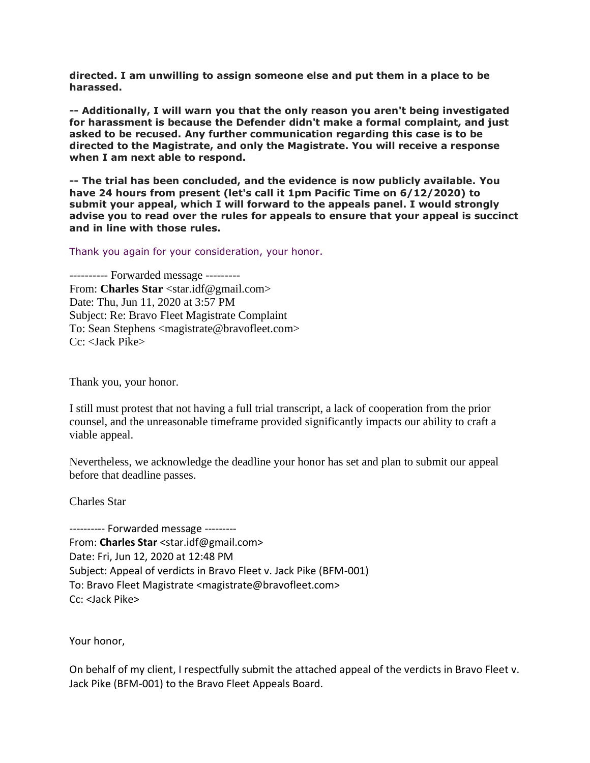**directed. I am unwilling to assign someone else and put them in a place to be harassed.**

**-- Additionally, I will warn you that the only reason you aren't being investigated for harassment is because the Defender didn't make a formal complaint, and just asked to be recused. Any further communication regarding this case is to be directed to the Magistrate, and only the Magistrate. You will receive a response when I am next able to respond.**

**-- The trial has been concluded, and the evidence is now publicly available. You have 24 hours from present (let's call it 1pm Pacific Time on 6/12/2020) to submit your appeal, which I will forward to the appeals panel. I would strongly advise you to read over the rules for appeals to ensure that your appeal is succinct and in line with those rules.**

Thank you again for your consideration, your honor.

---------- Forwarded message ---------
From: **Charles Star** <star.idf@gmail.com>
Date: Thu, Jun 11, 2020 at 3:57 PM
Subject: Re: Bravo Fleet Magistrate Complaint
To: Sean Stephens <magistrate@bravofleet.com>
Cc: <Jack Pike>

Thank you, your honor.

I still must protest that not having a full trial transcript, a lack of cooperation from the prior counsel, and the unreasonable timeframe provided significantly impacts our ability to craft a viable appeal.

Nevertheless, we acknowledge the deadline your honor has set and plan to submit our appeal before that deadline passes.

Charles Star

---------- Forwarded message ---------
From: **Charles Star** <star.idf@gmail.com>
Date: Fri, Jun 12, 2020 at 12:48 PM
Subject: Appeal of verdicts in Bravo Fleet v. Jack Pike (BFM-001)
To: Bravo Fleet Magistrate <magistrate@bravofleet.com>
Cc: <Jack Pike>

Your honor,

On behalf of my client, I respectfully submit the attached appeal of the verdicts in Bravo Fleet v. Jack Pike (BFM-001) to the Bravo Fleet Appeals Board.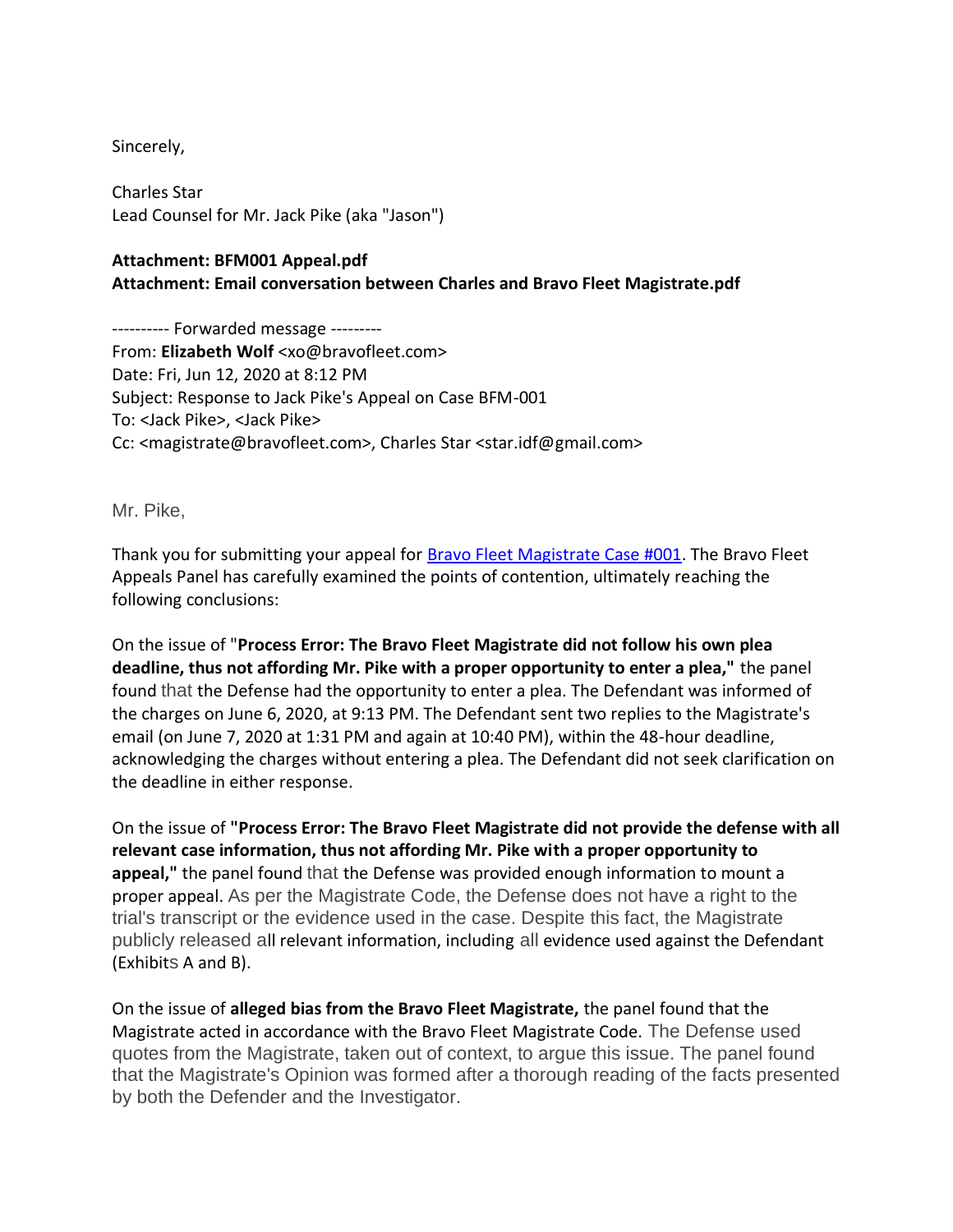Sincerely,

Charles Star
Lead Counsel for Mr. Jack Pike (aka "Jason")

**Attachment: BFM001 Appeal.pdf**
**Attachment: Email conversation between Charles and Bravo Fleet Magistrate.pdf**

---------- Forwarded message ---------
From: **Elizabeth Wolf** <xo@bravofleet.com>
Date: Fri, Jun 12, 2020 at 8:12 PM
Subject: Response to Jack Pike's Appeal on Case BFM-001
To: <Jack Pike>, <Jack Pike>
Cc: <magistrate@bravofleet.com>, Charles Star <star.idf@gmail.com>

Mr. Pike,

Thank you for submitting your appeal for [Bravo Fleet Magistrate Case #001](). The Bravo Fleet Appeals Panel has carefully examined the points of contention, ultimately reaching the following conclusions:

On the issue of "**Process Error: The Bravo Fleet Magistrate did not follow his own plea deadline, thus not affording Mr. Pike with a proper opportunity to enter a plea,"** the panel found that the Defense had the opportunity to enter a plea. The Defendant was informed of the charges on June 6, 2020, at 9:13 PM. The Defendant sent two replies to the Magistrate's email (on June 7, 2020 at 1:31 PM and again at 10:40 PM), within the 48-hour deadline, acknowledging the charges without entering a plea. The Defendant did not seek clarification on the deadline in either response.

On the issue of **"Process Error: The Bravo Fleet Magistrate did not provide the defense with all relevant case information, thus not affording Mr. Pike with a proper opportunity to appeal,"** the panel found that the Defense was provided enough information to mount a proper appeal. As per the Magistrate Code, the Defense does not have a right to the trial's transcript or the evidence used in the case. Despite this fact, the Magistrate publicly released all relevant information, including all evidence used against the Defendant (Exhibits A and B).

On the issue of **alleged bias from the Bravo Fleet Magistrate,** the panel found that the Magistrate acted in accordance with the Bravo Fleet Magistrate Code. The Defense used quotes from the Magistrate, taken out of context, to argue this issue. The panel found that the Magistrate's Opinion was formed after a thorough reading of the facts presented by both the Defender and the Investigator.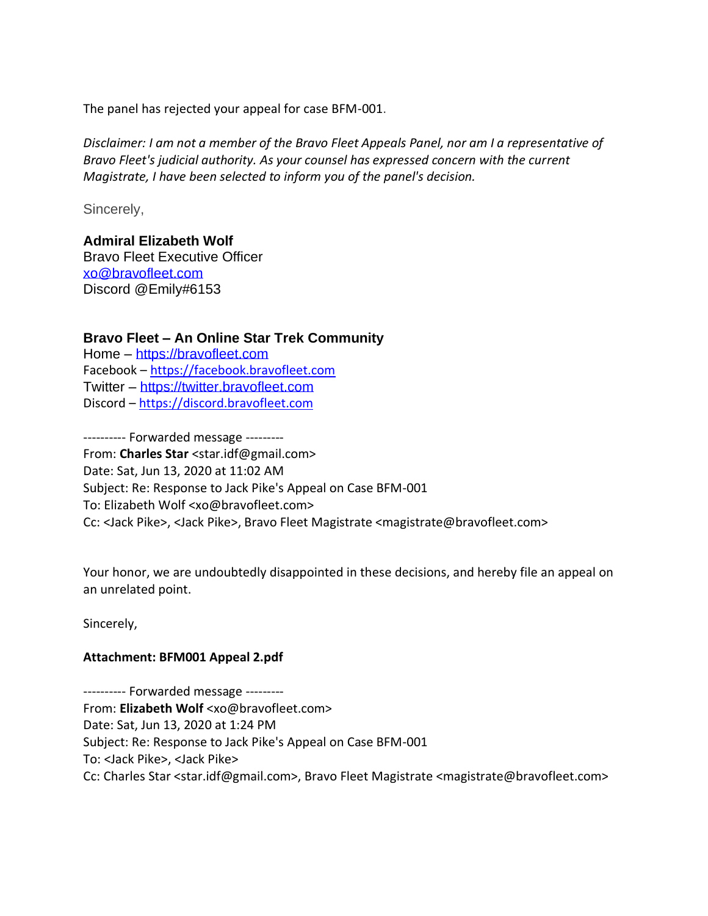The panel has rejected your appeal for case BFM-001.

*Disclaimer: I am not a member of the Bravo Fleet Appeals Panel, nor am I a representative of Bravo Fleet's judicial authority. As your counsel has expressed concern with the current Magistrate, I have been selected to inform you of the panel's decision.*

Sincerely,

**Admiral Elizabeth Wolf**
Bravo Fleet Executive Officer
xo@bravofleet.com
Discord @Emily#6153

**Bravo Fleet – An Online Star Trek Community**
Home – https://bravofleet.com
Facebook – https://facebook.bravofleet.com
Twitter – https://twitter.bravofleet.com
Discord – https://discord.bravofleet.com

---------- Forwarded message ---------
From: **Charles Star** <star.idf@gmail.com>
Date: Sat, Jun 13, 2020 at 11:02 AM
Subject: Re: Response to Jack Pike's Appeal on Case BFM-001
To: Elizabeth Wolf <xo@bravofleet.com>
Cc: <Jack Pike>, <Jack Pike>, Bravo Fleet Magistrate <magistrate@bravofleet.com>

Your honor, we are undoubtedly disappointed in these decisions, and hereby file an appeal on an unrelated point.

Sincerely,

**Attachment: BFM001 Appeal 2.pdf**

---------- Forwarded message ---------
From: **Elizabeth Wolf** <xo@bravofleet.com>
Date: Sat, Jun 13, 2020 at 1:24 PM
Subject: Re: Response to Jack Pike's Appeal on Case BFM-001
To: <Jack Pike>, <Jack Pike>
Cc: Charles Star <star.idf@gmail.com>, Bravo Fleet Magistrate <magistrate@bravofleet.com>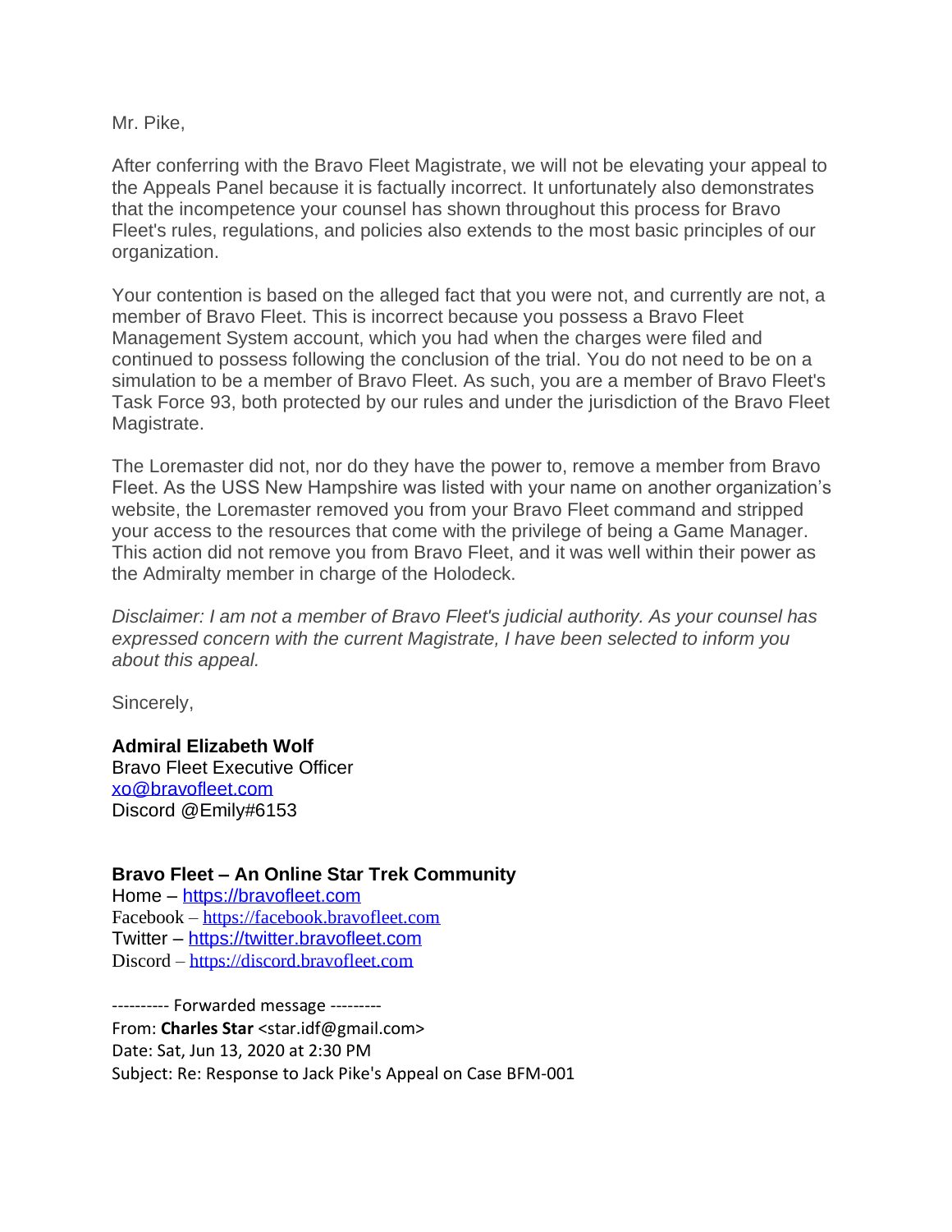Mr. Pike,

After conferring with the Bravo Fleet Magistrate, we will not be elevating your appeal to the Appeals Panel because it is factually incorrect. It unfortunately also demonstrates that the incompetence your counsel has shown throughout this process for Bravo Fleet's rules, regulations, and policies also extends to the most basic principles of our organization.

Your contention is based on the alleged fact that you were not, and currently are not, a member of Bravo Fleet. This is incorrect because you possess a Bravo Fleet Management System account, which you had when the charges were filed and continued to possess following the conclusion of the trial. You do not need to be on a simulation to be a member of Bravo Fleet. As such, you are a member of Bravo Fleet's Task Force 93, both protected by our rules and under the jurisdiction of the Bravo Fleet Magistrate.

The Loremaster did not, nor do they have the power to, remove a member from Bravo Fleet. As the USS New Hampshire was listed with your name on another organization's website, the Loremaster removed you from your Bravo Fleet command and stripped your access to the resources that come with the privilege of being a Game Manager. This action did not remove you from Bravo Fleet, and it was well within their power as the Admiralty member in charge of the Holodeck.

*Disclaimer: I am not a member of Bravo Fleet's judicial authority. As your counsel has expressed concern with the current Magistrate, I have been selected to inform you about this appeal.*

Sincerely,

**Admiral Elizabeth Wolf**
Bravo Fleet Executive Officer
xo@bravofleet.com
Discord @Emily#6153

**Bravo Fleet – An Online Star Trek Community**
Home – https://bravofleet.com
Facebook – https://facebook.bravofleet.com
Twitter – https://twitter.bravofleet.com
Discord – https://discord.bravofleet.com

---------- Forwarded message ---------
From: **Charles Star** <star.idf@gmail.com>
Date: Sat, Jun 13, 2020 at 2:30 PM
Subject: Re: Response to Jack Pike's Appeal on Case BFM-001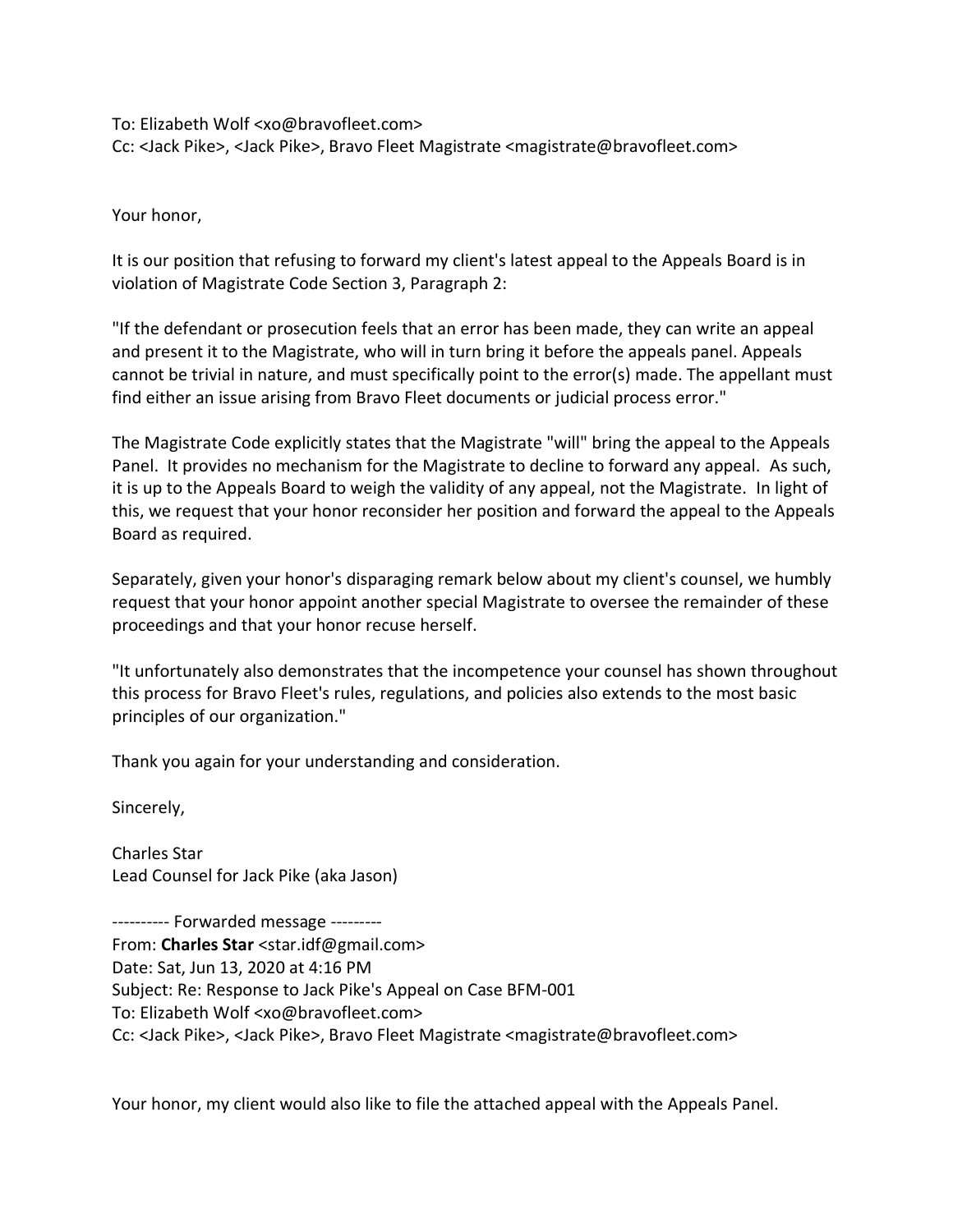To: Elizabeth Wolf <xo@bravofleet.com>
Cc: <Jack Pike>, <Jack Pike>, Bravo Fleet Magistrate <magistrate@bravofleet.com>

Your honor,

It is our position that refusing to forward my client's latest appeal to the Appeals Board is in violation of Magistrate Code Section 3, Paragraph 2:

"If the defendant or prosecution feels that an error has been made, they can write an appeal and present it to the Magistrate, who will in turn bring it before the appeals panel. Appeals cannot be trivial in nature, and must specifically point to the error(s) made. The appellant must find either an issue arising from Bravo Fleet documents or judicial process error."

The Magistrate Code explicitly states that the Magistrate "will" bring the appeal to the Appeals Panel. It provides no mechanism for the Magistrate to decline to forward any appeal. As such, it is up to the Appeals Board to weigh the validity of any appeal, not the Magistrate. In light of this, we request that your honor reconsider her position and forward the appeal to the Appeals Board as required.

Separately, given your honor's disparaging remark below about my client's counsel, we humbly request that your honor appoint another special Magistrate to oversee the remainder of these proceedings and that your honor recuse herself.

"It unfortunately also demonstrates that the incompetence your counsel has shown throughout this process for Bravo Fleet's rules, regulations, and policies also extends to the most basic principles of our organization."

Thank you again for your understanding and consideration.

Sincerely,

Charles Star
Lead Counsel for Jack Pike (aka Jason)

---------- Forwarded message ---------
From: **Charles Star** <star.idf@gmail.com>
Date: Sat, Jun 13, 2020 at 4:16 PM
Subject: Re: Response to Jack Pike's Appeal on Case BFM-001
To: Elizabeth Wolf <xo@bravofleet.com>
Cc: <Jack Pike>, <Jack Pike>, Bravo Fleet Magistrate <magistrate@bravofleet.com>

Your honor, my client would also like to file the attached appeal with the Appeals Panel.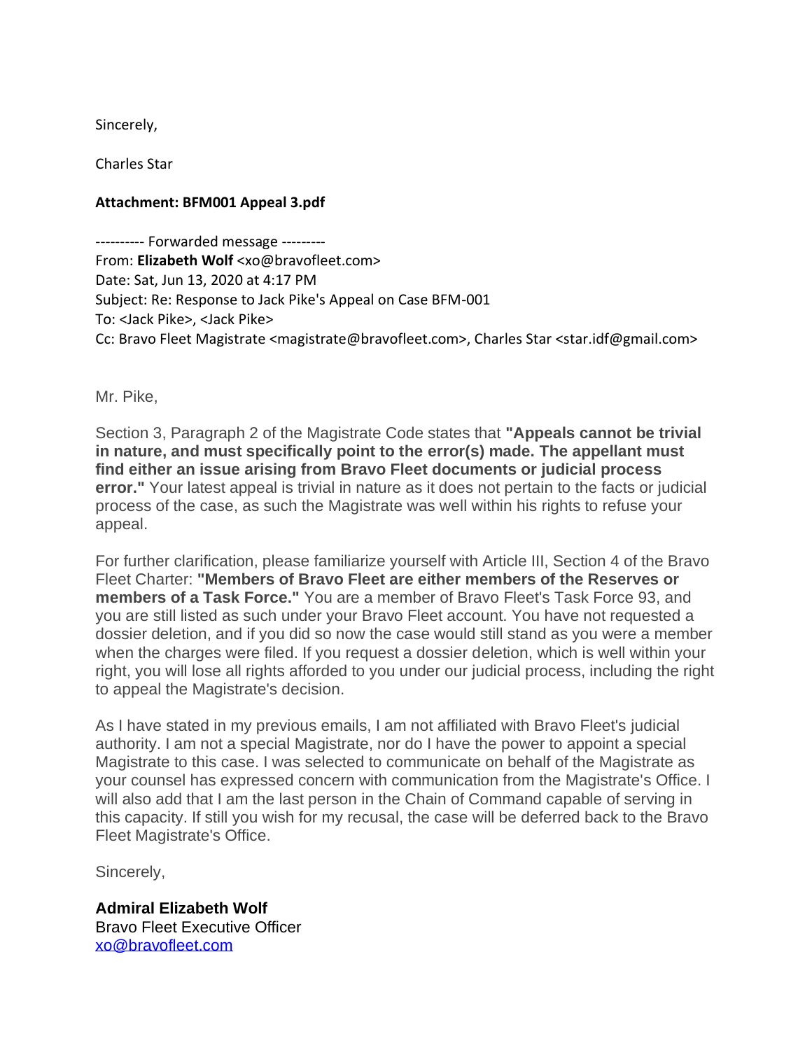Sincerely,

Charles Star

**Attachment: BFM001 Appeal 3.pdf**

---------- Forwarded message ---------
From: **Elizabeth Wolf** <xo@bravofleet.com>
Date: Sat, Jun 13, 2020 at 4:17 PM
Subject: Re: Response to Jack Pike's Appeal on Case BFM-001
To: <Jack Pike>, <Jack Pike>
Cc: Bravo Fleet Magistrate <magistrate@bravofleet.com>, Charles Star <star.idf@gmail.com>

Mr. Pike,

Section 3, Paragraph 2 of the Magistrate Code states that **"Appeals cannot be trivial in nature, and must specifically point to the error(s) made. The appellant must find either an issue arising from Bravo Fleet documents or judicial process error."** Your latest appeal is trivial in nature as it does not pertain to the facts or judicial process of the case, as such the Magistrate was well within his rights to refuse your appeal.

For further clarification, please familiarize yourself with Article III, Section 4 of the Bravo Fleet Charter: **"Members of Bravo Fleet are either members of the Reserves or members of a Task Force."** You are a member of Bravo Fleet's Task Force 93, and you are still listed as such under your Bravo Fleet account. You have not requested a dossier deletion, and if you did so now the case would still stand as you were a member when the charges were filed. If you request a dossier deletion, which is well within your right, you will lose all rights afforded to you under our judicial process, including the right to appeal the Magistrate's decision.

As I have stated in my previous emails, I am not affiliated with Bravo Fleet's judicial authority. I am not a special Magistrate, nor do I have the power to appoint a special Magistrate to this case. I was selected to communicate on behalf of the Magistrate as your counsel has expressed concern with communication from the Magistrate's Office. I will also add that I am the last person in the Chain of Command capable of serving in this capacity. If still you wish for my recusal, the case will be deferred back to the Bravo Fleet Magistrate's Office.

Sincerely,

**Admiral Elizabeth Wolf**
Bravo Fleet Executive Officer
xo@bravofleet.com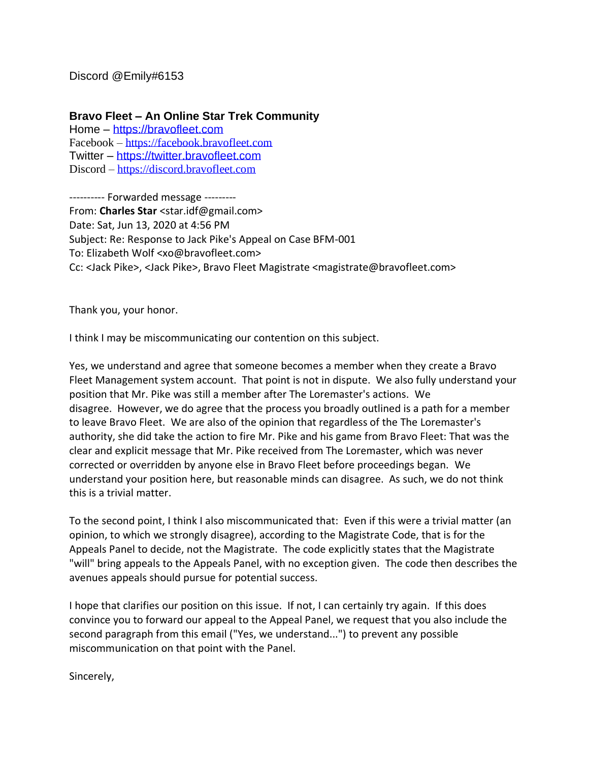Discord @Emily#6153

**Bravo Fleet – An Online Star Trek Community**
Home – https://bravofleet.com
Facebook – https://facebook.bravofleet.com
Twitter – https://twitter.bravofleet.com
Discord – https://discord.bravofleet.com

---------- Forwarded message ---------
From: **Charles Star** <star.idf@gmail.com>
Date: Sat, Jun 13, 2020 at 4:56 PM
Subject: Re: Response to Jack Pike's Appeal on Case BFM-001
To: Elizabeth Wolf <xo@bravofleet.com>
Cc: <Jack Pike>, <Jack Pike>, Bravo Fleet Magistrate <magistrate@bravofleet.com>

Thank you, your honor.

I think I may be miscommunicating our contention on this subject.

Yes, we understand and agree that someone becomes a member when they create a Bravo Fleet Management system account. That point is not in dispute. We also fully understand your position that Mr. Pike was still a member after The Loremaster's actions. We disagree. However, we do agree that the process you broadly outlined is a path for a member to leave Bravo Fleet. We are also of the opinion that regardless of the The Loremaster's authority, she did take the action to fire Mr. Pike and his game from Bravo Fleet: That was the clear and explicit message that Mr. Pike received from The Loremaster, which was never corrected or overridden by anyone else in Bravo Fleet before proceedings began. We understand your position here, but reasonable minds can disagree. As such, we do not think this is a trivial matter.

To the second point, I think I also miscommunicated that: Even if this were a trivial matter (an opinion, to which we strongly disagree), according to the Magistrate Code, that is for the Appeals Panel to decide, not the Magistrate. The code explicitly states that the Magistrate "will" bring appeals to the Appeals Panel, with no exception given. The code then describes the avenues appeals should pursue for potential success.

I hope that clarifies our position on this issue. If not, I can certainly try again. If this does convince you to forward our appeal to the Appeal Panel, we request that you also include the second paragraph from this email ("Yes, we understand...") to prevent any possible miscommunication on that point with the Panel.

Sincerely,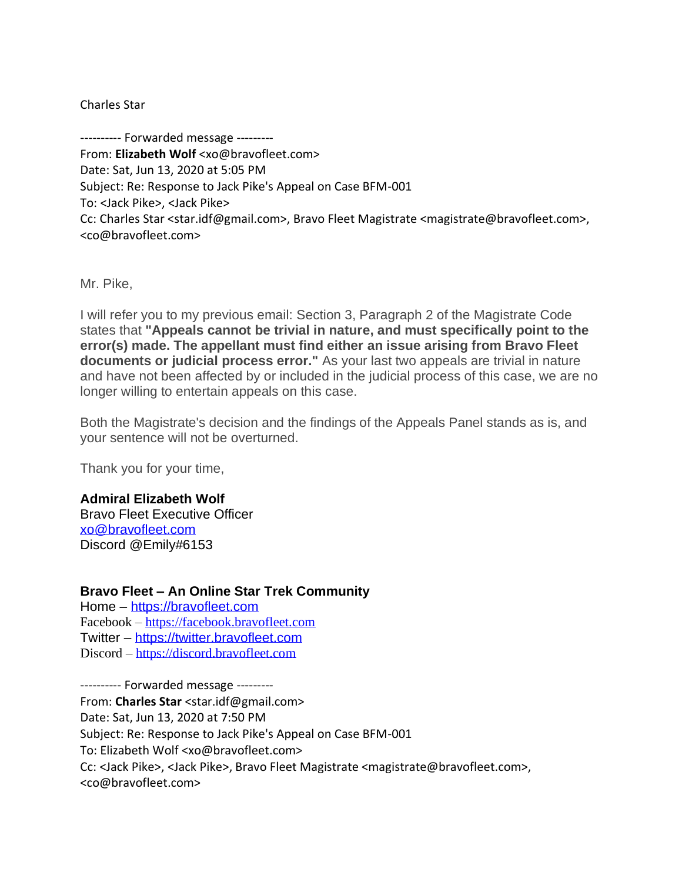Charles Star

---------- Forwarded message ---------
From: **Elizabeth Wolf** <xo@bravofleet.com>
Date: Sat, Jun 13, 2020 at 5:05 PM
Subject: Re: Response to Jack Pike's Appeal on Case BFM-001
To: <Jack Pike>, <Jack Pike>
Cc: Charles Star <star.idf@gmail.com>, Bravo Fleet Magistrate <magistrate@bravofleet.com>, <co@bravofleet.com>

Mr. Pike,

I will refer you to my previous email: Section 3, Paragraph 2 of the Magistrate Code states that **"Appeals cannot be trivial in nature, and must specifically point to the error(s) made. The appellant must find either an issue arising from Bravo Fleet documents or judicial process error."** As your last two appeals are trivial in nature and have not been affected by or included in the judicial process of this case, we are no longer willing to entertain appeals on this case.

Both the Magistrate's decision and the findings of the Appeals Panel stands as is, and your sentence will not be overturned.

Thank you for your time,

**Admiral Elizabeth Wolf**
Bravo Fleet Executive Officer
xo@bravofleet.com
Discord @Emily#6153

**Bravo Fleet – An Online Star Trek Community**
Home – https://bravofleet.com
Facebook – https://facebook.bravofleet.com
Twitter – https://twitter.bravofleet.com
Discord – https://discord.bravofleet.com

---------- Forwarded message ---------
From: **Charles Star** <star.idf@gmail.com>
Date: Sat, Jun 13, 2020 at 7:50 PM
Subject: Re: Response to Jack Pike's Appeal on Case BFM-001
To: Elizabeth Wolf <xo@bravofleet.com>
Cc: <Jack Pike>, <Jack Pike>, Bravo Fleet Magistrate <magistrate@bravofleet.com>, <co@bravofleet.com>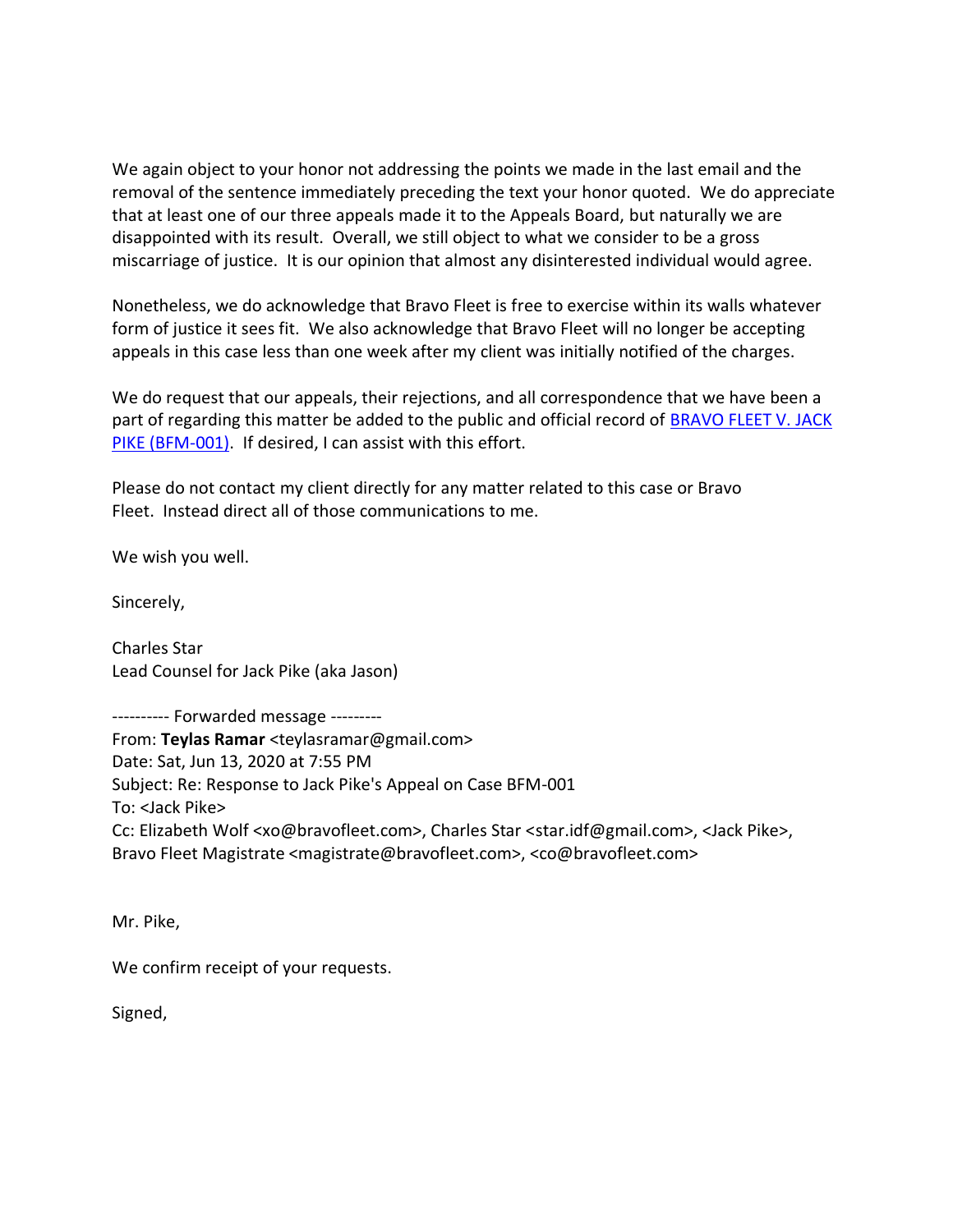We again object to your honor not addressing the points we made in the last email and the removal of the sentence immediately preceding the text your honor quoted. We do appreciate that at least one of our three appeals made it to the Appeals Board, but naturally we are disappointed with its result. Overall, we still object to what we consider to be a gross miscarriage of justice. It is our opinion that almost any disinterested individual would agree.

Nonetheless, we do acknowledge that Bravo Fleet is free to exercise within its walls whatever form of justice it sees fit. We also acknowledge that Bravo Fleet will no longer be accepting appeals in this case less than one week after my client was initially notified of the charges.

We do request that our appeals, their rejections, and all correspondence that we have been a part of regarding this matter be added to the public and official record of [BRAVO FLEET V. JACK PIKE (BFM-001)](). If desired, I can assist with this effort.

Please do not contact my client directly for any matter related to this case or Bravo Fleet. Instead direct all of those communications to me.

We wish you well.

Sincerely,

Charles Star
Lead Counsel for Jack Pike (aka Jason)

---------- Forwarded message ---------
From: **Teylas Ramar** <teylasramar@gmail.com>
Date: Sat, Jun 13, 2020 at 7:55 PM
Subject: Re: Response to Jack Pike's Appeal on Case BFM-001
To: <Jack Pike>
Cc: Elizabeth Wolf <xo@bravofleet.com>, Charles Star <star.idf@gmail.com>, <Jack Pike>, Bravo Fleet Magistrate <magistrate@bravofleet.com>, <co@bravofleet.com>

Mr. Pike,

We confirm receipt of your requests.

Signed,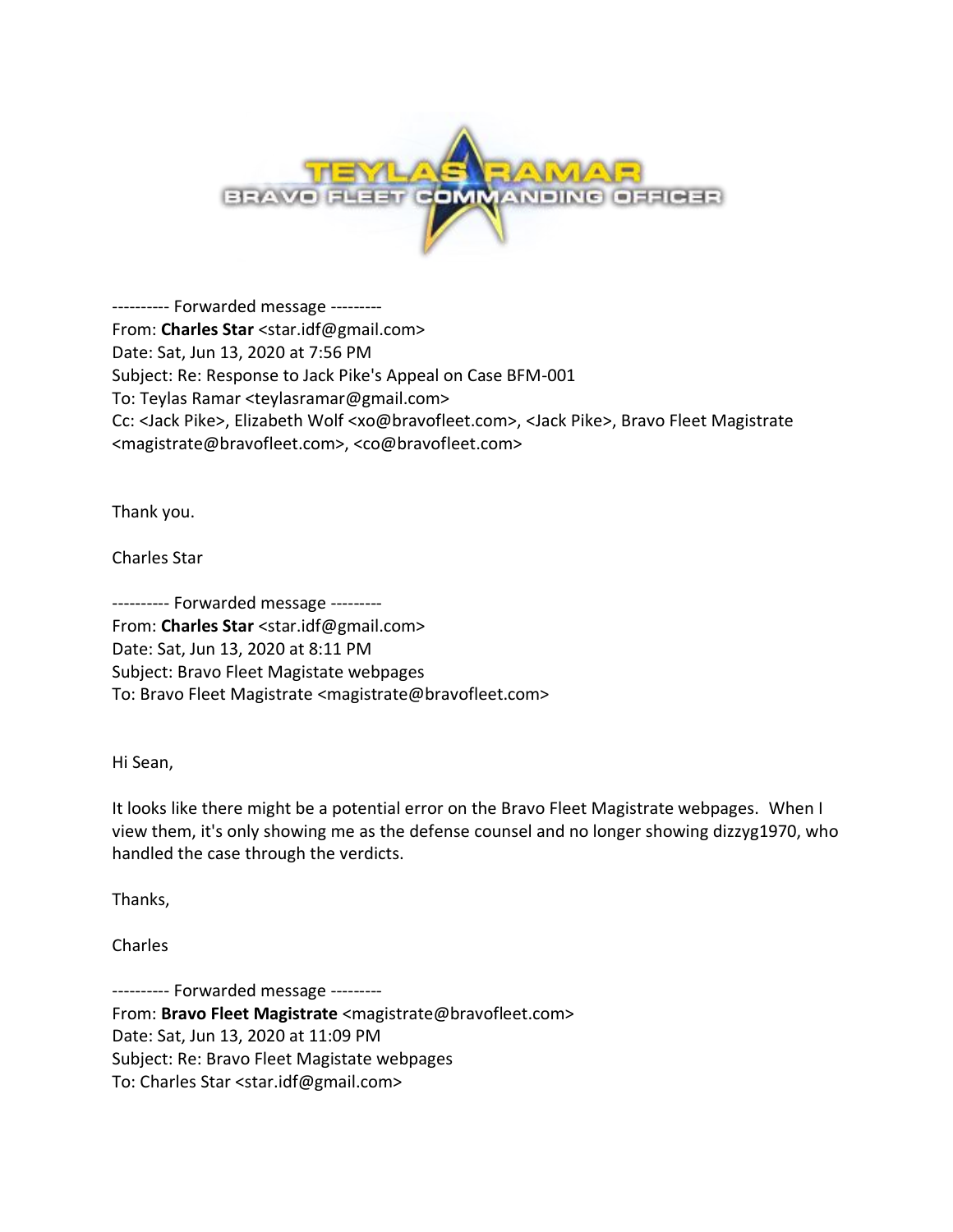TEYLAS RAMAR
BRAVO FLEET COMMANDING OFFICER

---------- Forwarded message ---------
From: **Charles Star** <star.idf@gmail.com>
Date: Sat, Jun 13, 2020 at 7:56 PM
Subject: Re: Response to Jack Pike's Appeal on Case BFM-001
To: Teylas Ramar <teylasramar@gmail.com>
Cc: <Jack Pike>, Elizabeth Wolf <xo@bravofleet.com>, <Jack Pike>, Bravo Fleet Magistrate <magistrate@bravofleet.com>, <co@bravofleet.com>

Thank you.

Charles Star

---------- Forwarded message ---------
From: **Charles Star** <star.idf@gmail.com>
Date: Sat, Jun 13, 2020 at 8:11 PM
Subject: Bravo Fleet Magistate webpages
To: Bravo Fleet Magistrate <magistrate@bravofleet.com>

Hi Sean,

It looks like there might be a potential error on the Bravo Fleet Magistrate webpages. When I view them, it's only showing me as the defense counsel and no longer showing dizzyg1970, who handled the case through the verdicts.

Thanks,

Charles

---------- Forwarded message ---------
From: **Bravo Fleet Magistrate** <magistrate@bravofleet.com>
Date: Sat, Jun 13, 2020 at 11:09 PM
Subject: Re: Bravo Fleet Magistate webpages
To: Charles Star <star.idf@gmail.com>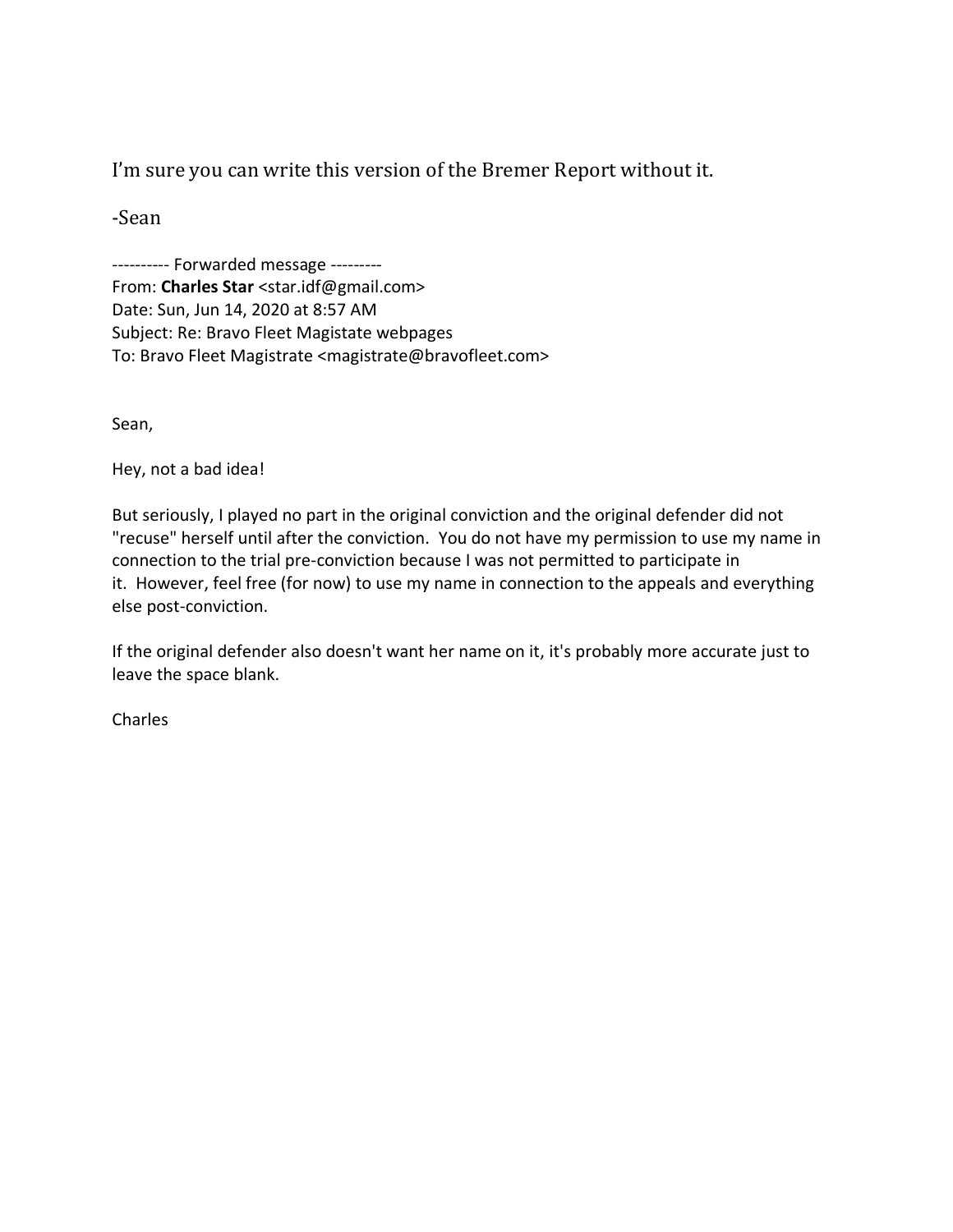I'm sure you can write this version of the Bremer Report without it.

-Sean

---------- Forwarded message ---------
From: **Charles Star** <star.idf@gmail.com>
Date: Sun, Jun 14, 2020 at 8:57 AM
Subject: Re: Bravo Fleet Magistate webpages
To: Bravo Fleet Magistrate <magistrate@bravofleet.com>

Sean,

Hey, not a bad idea!

But seriously, I played no part in the original conviction and the original defender did not "recuse" herself until after the conviction. You do not have my permission to use my name in connection to the trial pre-conviction because I was not permitted to participate in it. However, feel free (for now) to use my name in connection to the appeals and everything else post-conviction.

If the original defender also doesn't want her name on it, it's probably more accurate just to leave the space blank.

Charles